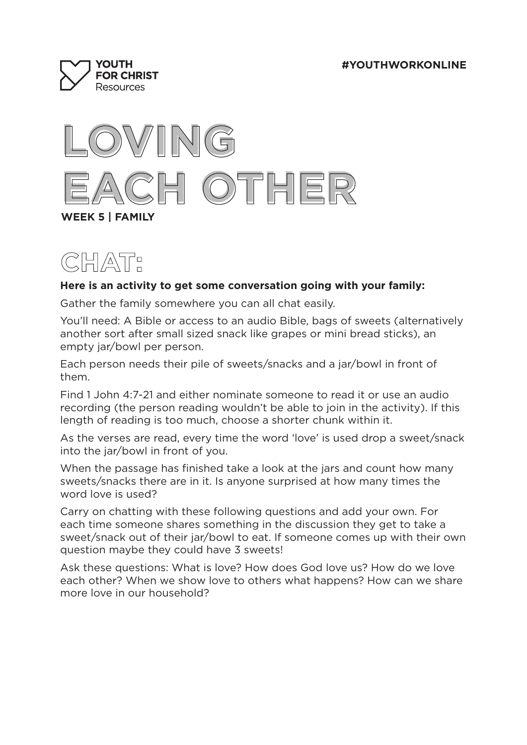YOUTH FOR CHRIST Resources

#YOUTHWORKONLINE

# LOVING EACH OTHER

**WEEK 5 | FAMILY**

## CHAT:

**Here is an activity to get some conversation going with your family:**

Gather the family somewhere you can all chat easily.

You'll need: A Bible or access to an audio Bible, bags of sweets (alternatively another sort after small sized snack like grapes or mini bread sticks), an empty jar/bowl per person.

Each person needs their pile of sweets/snacks and a jar/bowl in front of them.

Find 1 John 4:7-21 and either nominate someone to read it or use an audio recording (the person reading wouldn't be able to join in the activity). If this length of reading is too much, choose a shorter chunk within it.

As the verses are read, every time the word 'love' is used drop a sweet/snack into the jar/bowl in front of you.

When the passage has finished take a look at the jars and count how many sweets/snacks there are in it. Is anyone surprised at how many times the word love is used?

Carry on chatting with these following questions and add your own. For each time someone shares something in the discussion they get to take a sweet/snack out of their jar/bowl to eat. If someone comes up with their own question maybe they could have 3 sweets!

Ask these questions: What is love? How does God love us? How do we love each other? When we show love to others what happens? How can we share more love in our household?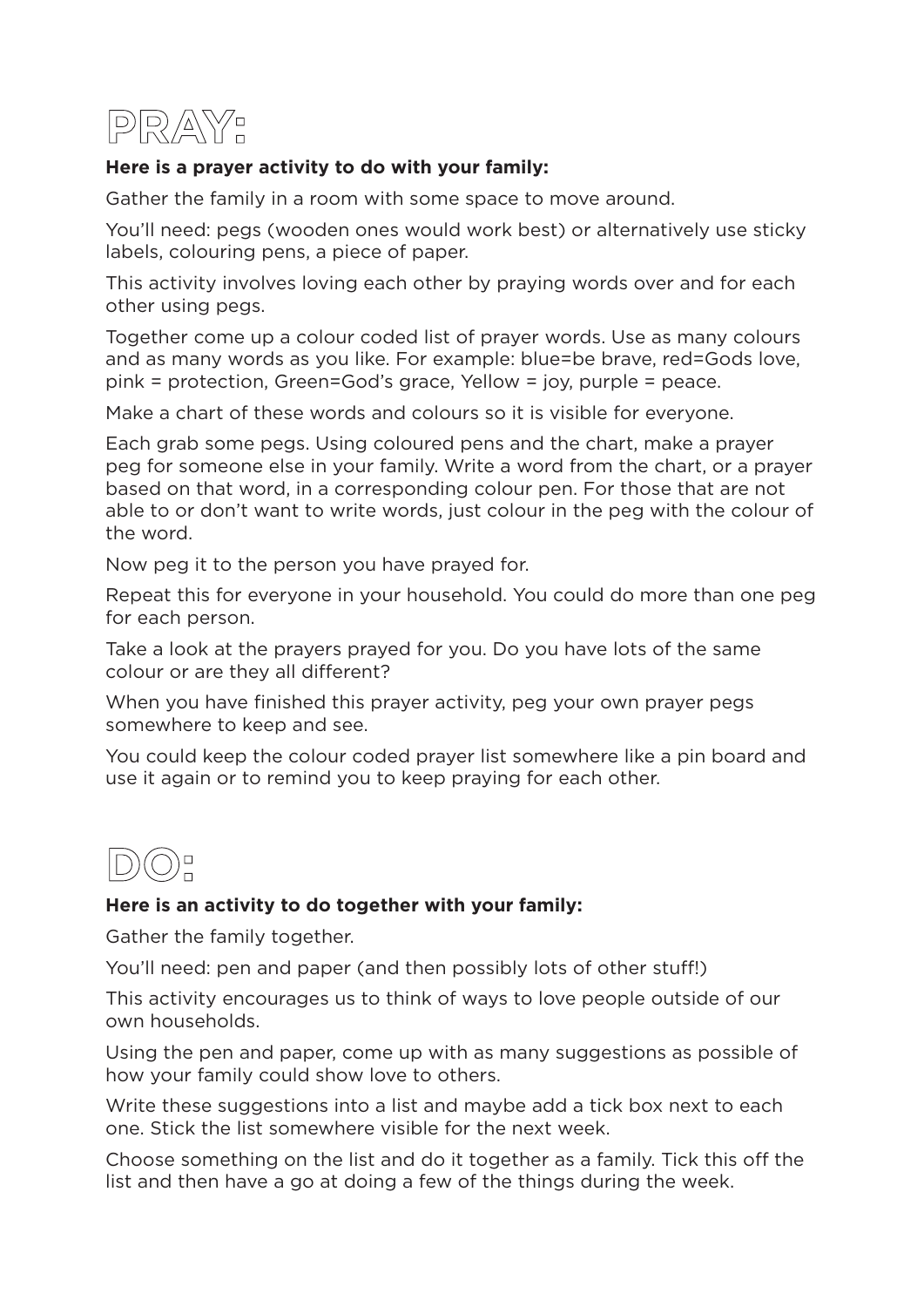# PRAY:

**Here is a prayer activity to do with your family:**

Gather the family in a room with some space to move around.

You'll need: pegs (wooden ones would work best) or alternatively use sticky labels, colouring pens, a piece of paper.

This activity involves loving each other by praying words over and for each other using pegs.

Together come up a colour coded list of prayer words. Use as many colours and as many words as you like. For example: blue=be brave, red=Gods love, pink = protection, Green=God's grace, Yellow = joy, purple = peace.

Make a chart of these words and colours so it is visible for everyone.

Each grab some pegs. Using coloured pens and the chart, make a prayer peg for someone else in your family. Write a word from the chart, or a prayer based on that word, in a corresponding colour pen. For those that are not able to or don't want to write words, just colour in the peg with the colour of the word.

Now peg it to the person you have prayed for.

Repeat this for everyone in your household. You could do more than one peg for each person.

Take a look at the prayers prayed for you. Do you have lots of the same colour or are they all different?

When you have finished this prayer activity, peg your own prayer pegs somewhere to keep and see.

You could keep the colour coded prayer list somewhere like a pin board and use it again or to remind you to keep praying for each other.

# DO:

**Here is an activity to do together with your family:**

Gather the family together.

You'll need: pen and paper (and then possibly lots of other stuff!)

This activity encourages us to think of ways to love people outside of our own households.

Using the pen and paper, come up with as many suggestions as possible of how your family could show love to others.

Write these suggestions into a list and maybe add a tick box next to each one. Stick the list somewhere visible for the next week.

Choose something on the list and do it together as a family. Tick this off the list and then have a go at doing a few of the things during the week.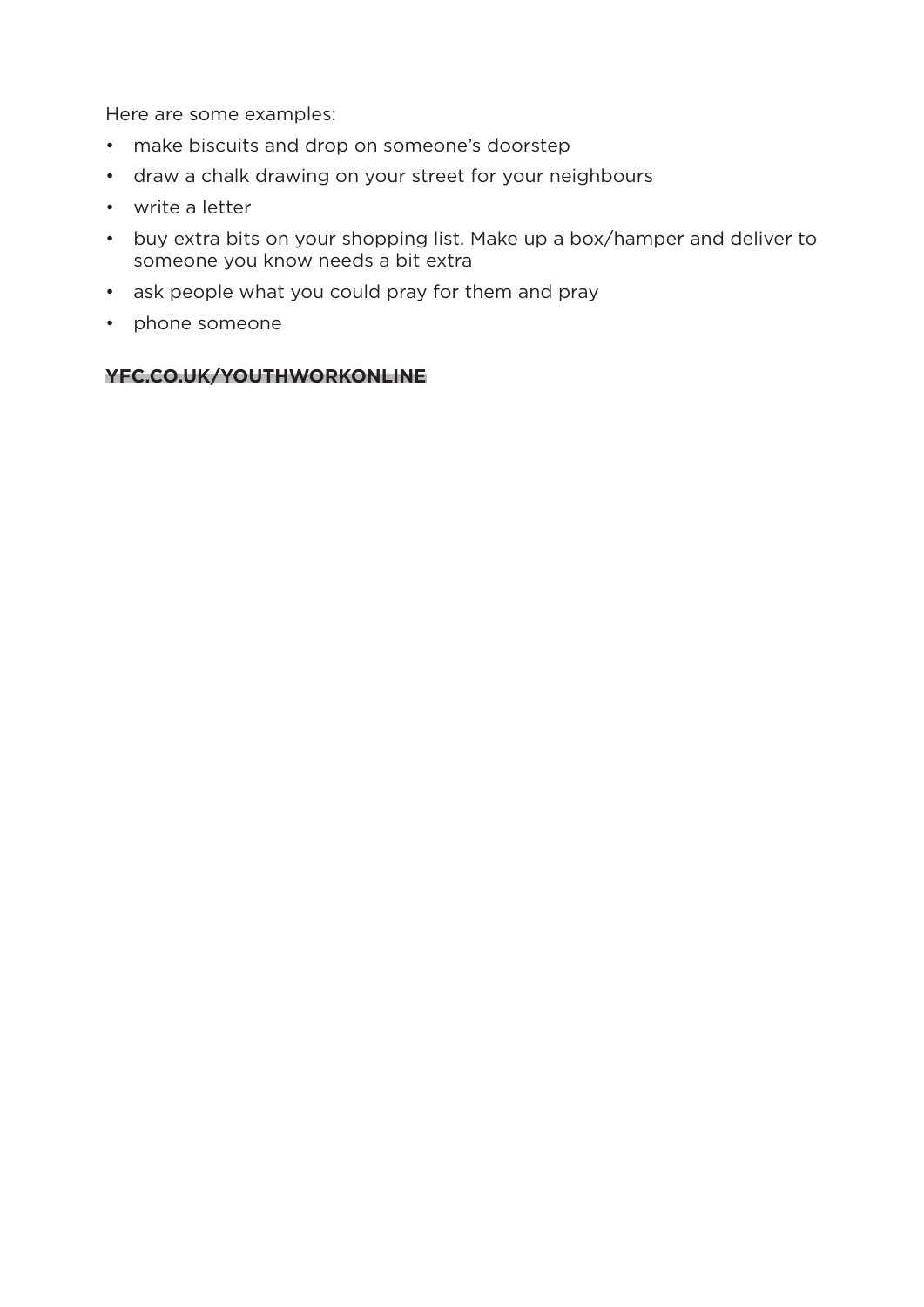Here are some examples:

- make biscuits and drop on someone's doorstep
- draw a chalk drawing on your street for your neighbours
- write a letter
- buy extra bits on your shopping list. Make up a box/hamper and deliver to someone you know needs a bit extra
- ask people what you could pray for them and pray
- phone someone

**YFC.CO.UK/YOUTHWORKONLINE**